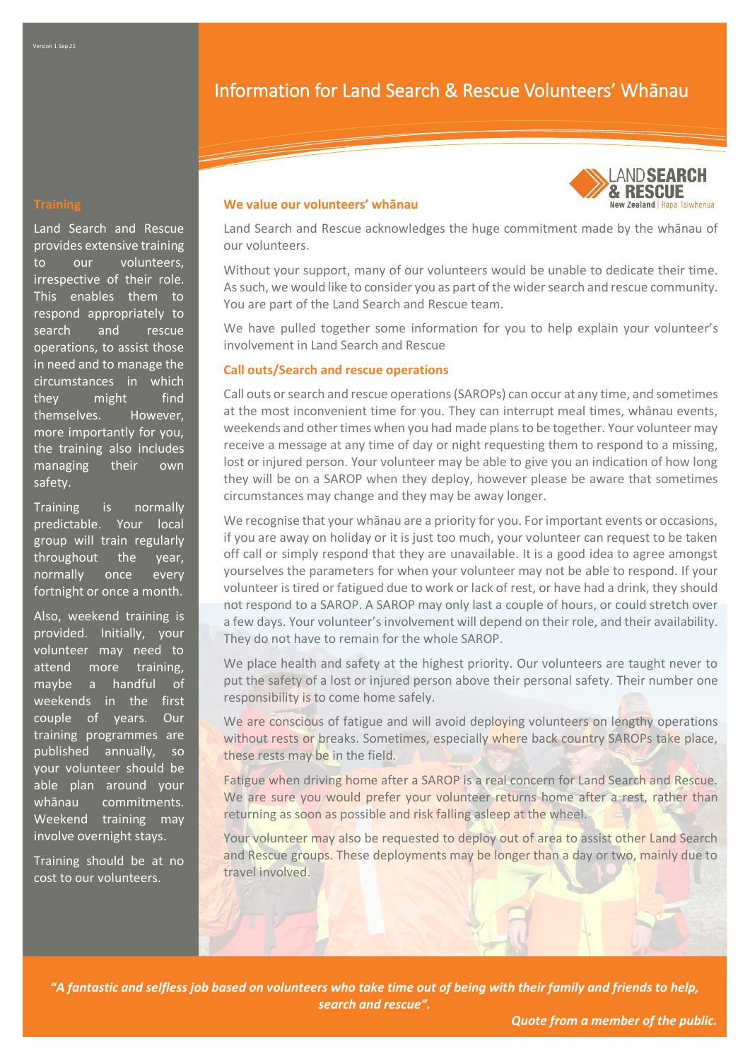Version 1 Sep 21

# Information for Land Search & Rescue Volunteers' Whānau

## We value our volunteers' whānau

Land Search and Rescue acknowledges the huge commitment made by the whānau of our volunteers.

Without your support, many of our volunteers would be unable to dedicate their time. As such, we would like to consider you as part of the wider search and rescue community. You are part of the Land Search and Rescue team.

We have pulled together some information for you to help explain your volunteer's involvement in Land Search and Rescue

## Call outs/Search and rescue operations

Call outs or search and rescue operations (SAROPs) can occur at any time, and sometimes at the most inconvenient time for you. They can interrupt meal times, whānau events, weekends and other times when you had made plans to be together. Your volunteer may receive a message at any time of day or night requesting them to respond to a missing, lost or injured person. Your volunteer may be able to give you an indication of how long they will be on a SAROP when they deploy, however please be aware that sometimes circumstances may change and they may be away longer.

We recognise that your whānau are a priority for you. For important events or occasions, if you are away on holiday or it is just too much, your volunteer can request to be taken off call or simply respond that they are unavailable. It is a good idea to agree amongst yourselves the parameters for when your volunteer may not be able to respond. If your volunteer is tired or fatigued due to work or lack of rest, or have had a drink, they should not respond to a SAROP. A SAROP may only last a couple of hours, or could stretch over a few days. Your volunteer's involvement will depend on their role, and their availability. They do not have to remain for the whole SAROP.

We place health and safety at the highest priority. Our volunteers are taught never to put the safety of a lost or injured person above their personal safety. Their number one responsibility is to come home safely.

We are conscious of fatigue and will avoid deploying volunteers on lengthy operations without rests or breaks. Sometimes, especially where back country SAROPs take place, these rests may be in the field.

Fatigue when driving home after a SAROP is a real concern for Land Search and Rescue. We are sure you would prefer your volunteer returns home after a rest, rather than returning as soon as possible and risk falling asleep at the wheel.

Your volunteer may also be requested to deploy out of area to assist other Land Search and Rescue groups. These deployments may be longer than a day or two, mainly due to travel involved.

## Training

Land Search and Rescue provides extensive training to our volunteers, irrespective of their role. This enables them to respond appropriately to search and rescue operations, to assist those in need and to manage the circumstances in which they might find themselves. However, more importantly for you, the training also includes managing their own safety.

Training is normally predictable. Your local group will train regularly throughout the year, normally once every fortnight or once a month.

Also, weekend training is provided. Initially, your volunteer may need to attend more training, maybe a handful of weekends in the first couple of years. Our training programmes are published annually, so your volunteer should be able plan around your whānau commitments. Weekend training may involve overnight stays.

Training should be at no cost to our volunteers.

***"A fantastic and selfless job based on volunteers who take time out of being with their family and friends to help, search and rescue".***

***Quote from a member of the public.***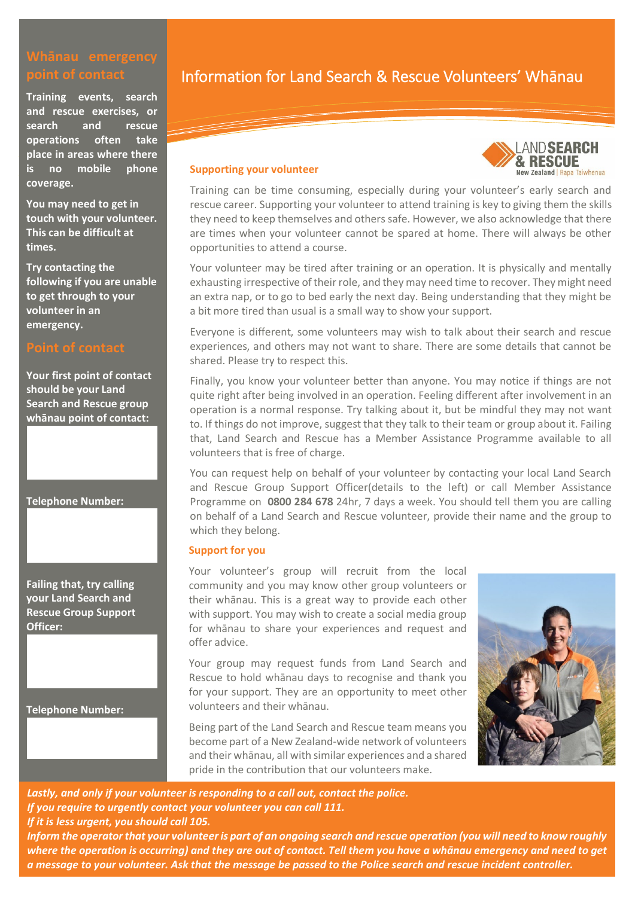# Information for Land Search & Rescue Volunteers' Whānau

## Whānau emergency point of contact

**Training events, search and rescue exercises, or search and rescue operations often take place in areas where there is no mobile phone coverage.**

**You may need to get in touch with your volunteer. This can be difficult at times.**

**Try contacting the following if you are unable to get through to your volunteer in an emergency.**

## Point of contact

**Your first point of contact should be your Land Search and Rescue group whānau point of contact:**

**Telephone Number:**

**Failing that, try calling your Land Search and Rescue Group Support Officer:**

**Telephone Number:**

### Supporting your volunteer

Training can be time consuming, especially during your volunteer's early search and rescue career. Supporting your volunteer to attend training is key to giving them the skills they need to keep themselves and others safe. However, we also acknowledge that there are times when your volunteer cannot be spared at home. There will always be other opportunities to attend a course.

Your volunteer may be tired after training or an operation. It is physically and mentally exhausting irrespective of their role, and they may need time to recover. They might need an extra nap, or to go to bed early the next day. Being understanding that they might be a bit more tired than usual is a small way to show your support.

Everyone is different, some volunteers may wish to talk about their search and rescue experiences, and others may not want to share. There are some details that cannot be shared. Please try to respect this.

Finally, you know your volunteer better than anyone. You may notice if things are not quite right after being involved in an operation. Feeling different after involvement in an operation is a normal response. Try talking about it, but be mindful they may not want to. If things do not improve, suggest that they talk to their team or group about it. Failing that, Land Search and Rescue has a Member Assistance Programme available to all volunteers that is free of charge.

You can request help on behalf of your volunteer by contacting your local Land Search and Rescue Group Support Officer(details to the left) or call Member Assistance Programme on **0800 284 678** 24hr, 7 days a week. You should tell them you are calling on behalf of a Land Search and Rescue volunteer, provide their name and the group to which they belong.

### Support for you

Your volunteer's group will recruit from the local community and you may know other group volunteers or their whānau. This is a great way to provide each other with support. You may wish to create a social media group for whānau to share your experiences and request and offer advice.

Your group may request funds from Land Search and Rescue to hold whānau days to recognise and thank you for your support. They are an opportunity to meet other volunteers and their whānau.

Being part of the Land Search and Rescue team means you become part of a New Zealand-wide network of volunteers and their whānau, all with similar experiences and a shared pride in the contribution that our volunteers make.

***Lastly, and only if your volunteer is responding to a call out, contact the police.***
***If you require to urgently contact your volunteer you can call 111.***
***If it is less urgent, you should call 105.***
***Inform the operator that your volunteer is part of an ongoing search and rescue operation (you will need to know roughly where the operation is occurring) and they are out of contact. Tell them you have a whānau emergency and need to get a message to your volunteer. Ask that the message be passed to the Police search and rescue incident controller.***